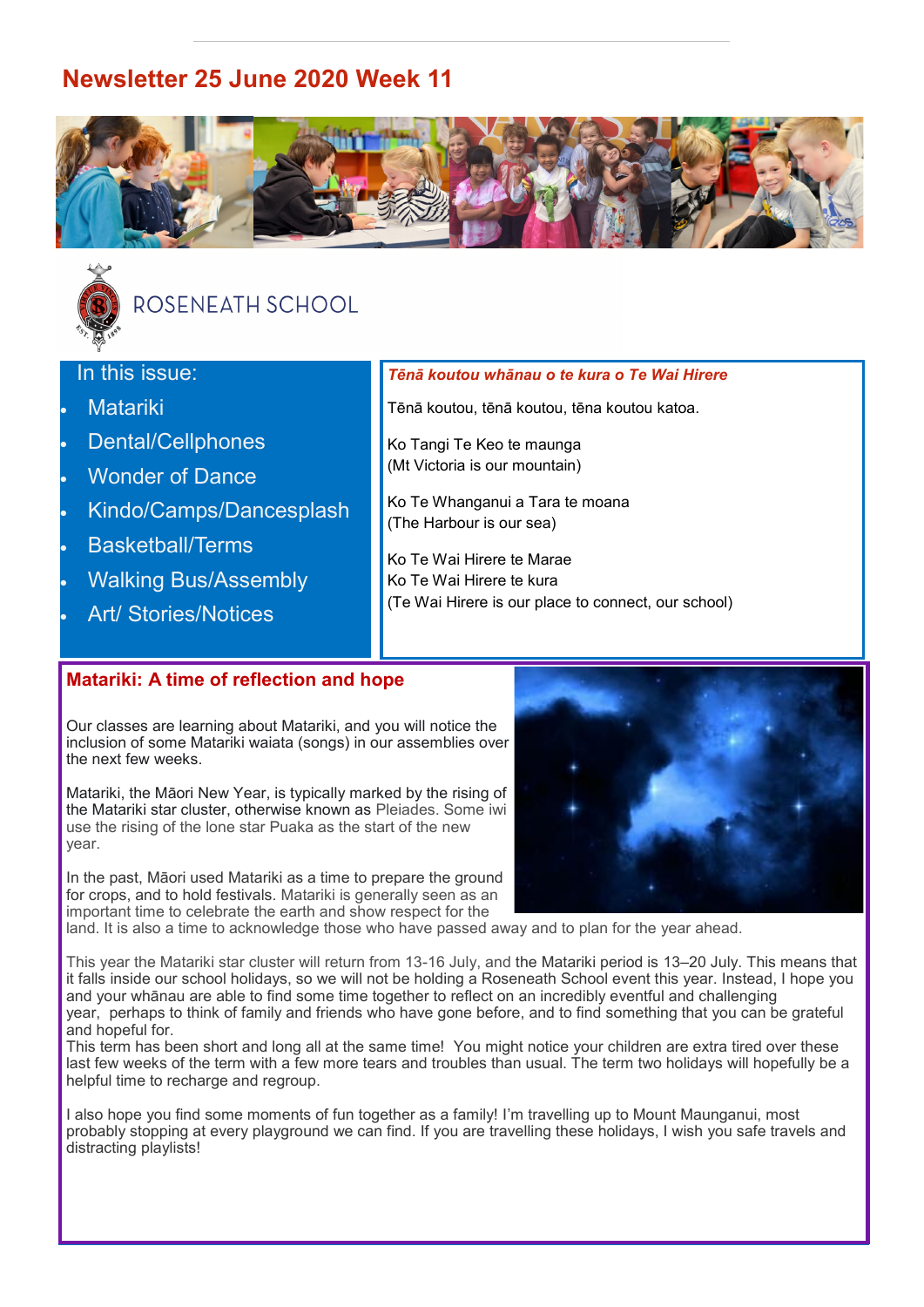# Newsletter 25 June 2020 Week 11

ROSENEATH SCHOOL

In this issue:

- Matariki
- Dental/Cellphones
- Wonder of Dance
- Kindo/Camps/Dancesplash
- Basketball/Terms
- Walking Bus/Assembly
- Art/ Stories/Notices

***Tēnā koutou whānau o te kura o Te Wai Hirere***

Tēnā koutou, tēnā koutou, tēna koutou katoa.

Ko Tangi Te Keo te maunga
(Mt Victoria is our mountain)

Ko Te Whanganui a Tara te moana
(The Harbour is our sea)

Ko Te Wai Hirere te Marae
Ko Te Wai Hirere te kura
(Te Wai Hirere is our place to connect, our school)

## Matariki: A time of reflection and hope

Our classes are learning about Matariki, and you will notice the inclusion of some Matariki waiata (songs) in our assemblies over the next few weeks.

Matariki, the Māori New Year, is typically marked by the rising of the Matariki star cluster, otherwise known as Pleiades. Some iwi use the rising of the lone star Puaka as the start of the new year.

In the past, Māori used Matariki as a time to prepare the ground for crops, and to hold festivals. Matariki is generally seen as an important time to celebrate the earth and show respect for the land. It is also a time to acknowledge those who have passed away and to plan for the year ahead.

This year the Matariki star cluster will return from 13-16 July, and the Matariki period is 13–20 July. This means that it falls inside our school holidays, so we will not be holding a Roseneath School event this year. Instead, I hope you and your whānau are able to find some time together to reflect on an incredibly eventful and challenging year, perhaps to think of family and friends who have gone before, and to find something that you can be grateful and hopeful for.

This term has been short and long all at the same time! You might notice your children are extra tired over these last few weeks of the term with a few more tears and troubles than usual. The term two holidays will hopefully be a helpful time to recharge and regroup.

I also hope you find some moments of fun together as a family! I'm travelling up to Mount Maunganui, most probably stopping at every playground we can find. If you are travelling these holidays, I wish you safe travels and distracting playlists!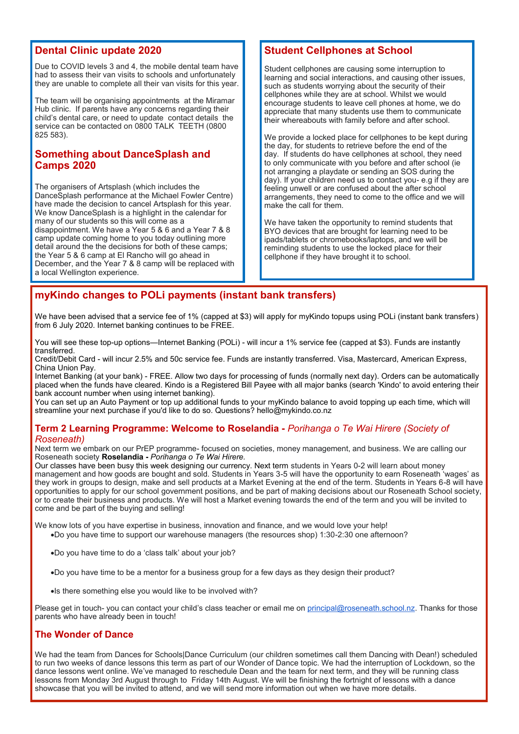## Dental Clinic update 2020

Due to COVID levels 3 and 4, the mobile dental team have had to assess their van visits to schools and unfortunately they are unable to complete all their van visits for this year.

The team will be organising appointments at the Miramar Hub clinic. If parents have any concerns regarding their child's dental care, or need to update contact details the service can be contacted on 0800 TALK TEETH (0800 825 583).

## Something about DanceSplash and Camps 2020

The organisers of Artsplash (which includes the DanceSplash performance at the Michael Fowler Centre) have made the decision to cancel Artsplash for this year. We know DanceSplash is a highlight in the calendar for many of our students so this will come as a disappointment. We have a Year 5 & 6 and a Year 7 & 8 camp update coming home to you today outlining more detail around the the decisions for both of these camps; the Year 5 & 6 camp at El Rancho will go ahead in December, and the Year 7 & 8 camp will be replaced with a local Wellington experience.

## Student Cellphones at School

Student cellphones are causing some interruption to learning and social interactions, and causing other issues, such as students worrying about the security of their cellphones while they are at school. Whilst we would encourage students to leave cell phones at home, we do appreciate that many students use them to communicate their whereabouts with family before and after school.

We provide a locked place for cellphones to be kept during the day, for students to retrieve before the end of the day. If students do have cellphones at school, they need to only communicate with you before and after school (ie not arranging a playdate or sending an SOS during the day). If your children need us to contact you- e.g if they are feeling unwell or are confused about the after school arrangements, they need to come to the office and we will make the call for them.

We have taken the opportunity to remind students that BYO devices that are brought for learning need to be ipads/tablets or chromebooks/laptops, and we will be reminding students to use the locked place for their cellphone if they have brought it to school.

## myKindo changes to POLi payments (instant bank transfers)

We have been advised that a service fee of 1% (capped at $3) will apply for myKindo topups using POLi (instant bank transfers) from 6 July 2020. Internet banking continues to be FREE.

You will see these top-up options—Internet Banking (POLi) - will incur a 1% service fee (capped at $3). Funds are instantly transferred.
Credit/Debit Card - will incur 2.5% and 50c service fee. Funds are instantly transferred. Visa, Mastercard, American Express, China Union Pay.
Internet Banking (at your bank) - FREE. Allow two days for processing of funds (normally next day). Orders can be automatically placed when the funds have cleared. Kindo is a Registered Bill Payee with all major banks (search 'Kindo' to avoid entering their bank account number when using internet banking).
You can set up an Auto Payment or top up additional funds to your myKindo balance to avoid topping up each time, which will streamline your next purchase if you'd like to do so. Questions? hello@mykindo.co.nz

## Term 2 Learning Programme: Welcome to Roselandia - *Porihanga o Te Wai Hirere (Society of Roseneath)*

Next term we embark on our PrEP programme- focused on societies, money management, and business. We are calling our Roseneath society **Roselandia -** *Porihanga o Te Wai Hirere.*
Our classes have been busy this week designing our currency. Next term students in Years 0-2 will learn about money management and how goods are bought and sold. Students in Years 3-5 will have the opportunity to earn Roseneath 'wages' as they work in groups to design, make and sell products at a Market Evening at the end of the term. Students in Years 6-8 will have opportunities to apply for our school government positions, and be part of making decisions about our Roseneath School society, or to create their business and products. We will host a Market evening towards the end of the term and you will be invited to come and be part of the buying and selling!

We know lots of you have expertise in business, innovation and finance, and we would love your help!

- Do you have time to support our warehouse managers (the resources shop) 1:30-2:30 one afternoon?
- Do you have time to do a 'class talk' about your job?
- Do you have time to be a mentor for a business group for a few days as they design their product?
- Is there something else you would like to be involved with?

Please get in touch- you can contact your child's class teacher or email me on principal@roseneath.school.nz. Thanks for those parents who have already been in touch!

## The Wonder of Dance

We had the team from Dances for Schools|Dance Curriculum (our children sometimes call them Dancing with Dean!) scheduled to run two weeks of dance lessons this term as part of our Wonder of Dance topic. We had the interruption of Lockdown, so the dance lessons went online. We've managed to reschedule Dean and the team for next term, and they will be running class lessons from Monday 3rd August through to Friday 14th August. We will be finishing the fortnight of lessons with a dance showcase that you will be invited to attend, and we will send more information out when we have more details.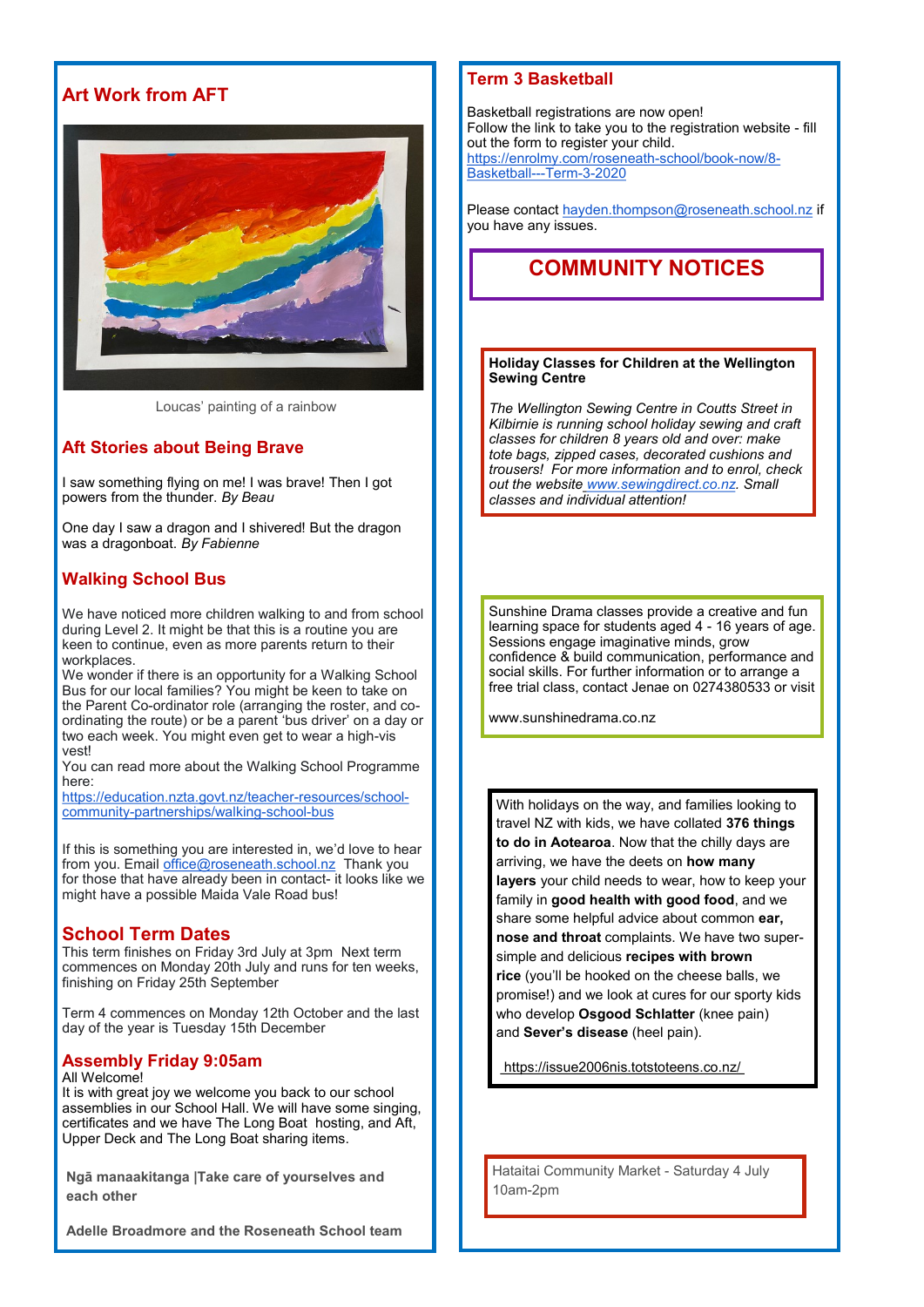## Art Work from AFT

Loucas' painting of a rainbow

## Aft Stories about Being Brave

I saw something flying on me! I was brave! Then I got powers from the thunder. *By Beau*

One day I saw a dragon and I shivered! But the dragon was a dragonboat. *By Fabienne*

## Walking School Bus

We have noticed more children walking to and from school during Level 2. It might be that this is a routine you are keen to continue, even as more parents return to their workplaces.
We wonder if there is an opportunity for a Walking School Bus for our local families? You might be keen to take on the Parent Co-ordinator role (arranging the roster, and co-ordinating the route) or be a parent 'bus driver' on a day or two each week. You might even get to wear a high-vis vest!
You can read more about the Walking School Programme here:
https://education.nzta.govt.nz/teacher-resources/school-community-partnerships/walking-school-bus

If this is something you are interested in, we'd love to hear from you. Email office@roseneath.school.nz Thank you for those that have already been in contact- it looks like we might have a possible Maida Vale Road bus!

## School Term Dates

This term finishes on Friday 3rd July at 3pm Next term commences on Monday 20th July and runs for ten weeks, finishing on Friday 25th September

Term 4 commences on Monday 12th October and the last day of the year is Tuesday 15th December

## Assembly Friday 9:05am

All Welcome!
It is with great joy we welcome you back to our school assemblies in our School Hall. We will have some singing, certificates and we have The Long Boat hosting, and Aft, Upper Deck and The Long Boat sharing items.

**Ngā manaakitanga |Take care of yourselves and each other**

**Adelle Broadmore and the Roseneath School team**

## Term 3 Basketball

Basketball registrations are now open!
Follow the link to take you to the registration website - fill out the form to register your child.
https://enrolmy.com/roseneath-school/book-now/8-Basketball---Term-3-2020

Please contact hayden.thompson@roseneath.school.nz if you have any issues.

# COMMUNITY NOTICES

**Holiday Classes for Children at the Wellington Sewing Centre**

*The Wellington Sewing Centre in Coutts Street in Kilbirnie is running school holiday sewing and craft classes for children 8 years old and over: make tote bags, zipped cases, decorated cushions and trousers! For more information and to enrol, check out the website www.sewingdirect.co.nz. Small classes and individual attention!*

Sunshine Drama classes provide a creative and fun learning space for students aged 4 - 16 years of age. Sessions engage imaginative minds, grow confidence & build communication, performance and social skills. For further information or to arrange a free trial class, contact Jenae on 0274380533 or visit

www.sunshinedrama.co.nz

With holidays on the way, and families looking to travel NZ with kids, we have collated **376 things to do in Aotearoa**. Now that the chilly days are arriving, we have the deets on **how many layers** your child needs to wear, how to keep your family in **good health with good food**, and we share some helpful advice about common **ear, nose and throat** complaints. We have two super-simple and delicious **recipes with brown rice** (you'll be hooked on the cheese balls, we promise!) and we look at cures for our sporty kids who develop **Osgood Schlatter** (knee pain) and **Sever's disease** (heel pain).

https://issue2006nis.totstoteens.co.nz/

Hataitai Community Market - Saturday 4 July 10am-2pm